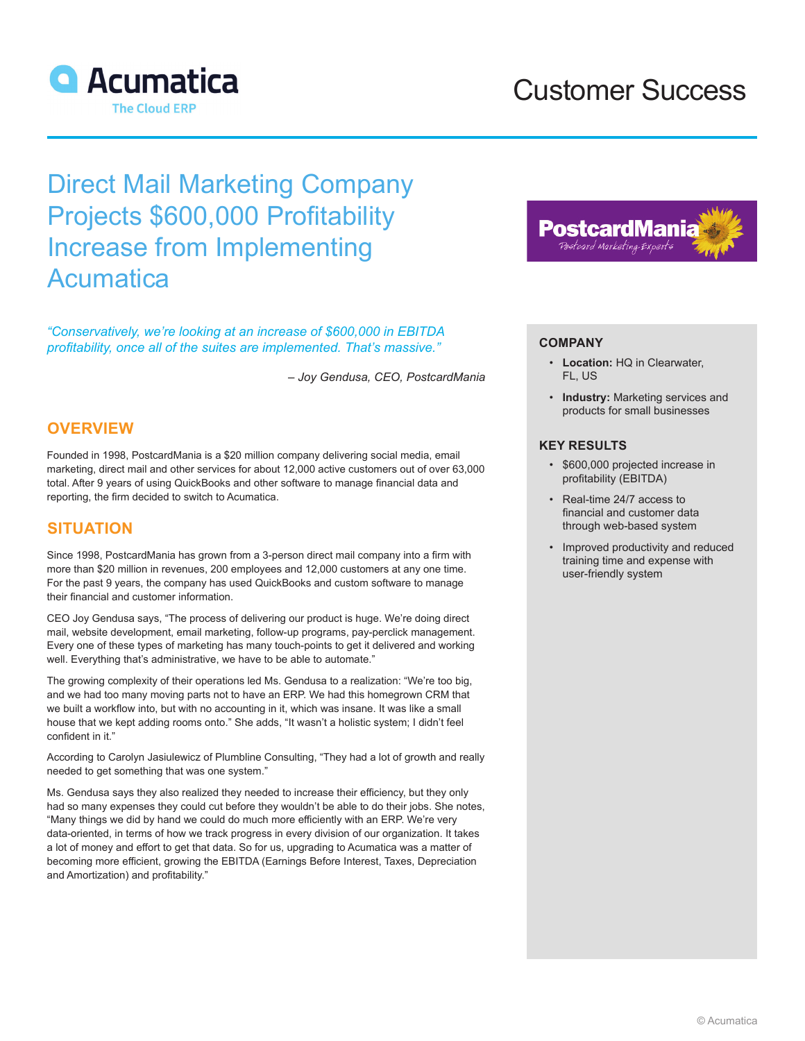# Direct Mail Marketing Company Projects $600,000 Profitability Increase from Implementing Acumatica

*"Conservatively, we're looking at an increase of $600,000 in EBITDA profitability, once all of the suites are implemented. That's massive."*

*– Joy Gendusa, CEO, PostcardMania*

## OVERVIEW

Founded in 1998, PostcardMania is a $20 million company delivering social media, email marketing, direct mail and other services for about 12,000 active customers out of over 63,000 total. After 9 years of using QuickBooks and other software to manage financial data and reporting, the firm decided to switch to Acumatica.

## SITUATION

Since 1998, PostcardMania has grown from a 3-person direct mail company into a firm with more than $20 million in revenues, 200 employees and 12,000 customers at any one time. For the past 9 years, the company has used QuickBooks and custom software to manage their financial and customer information.

CEO Joy Gendusa says, "The process of delivering our product is huge. We're doing direct mail, website development, email marketing, follow-up programs, pay-perclick management. Every one of these types of marketing has many touch-points to get it delivered and working well. Everything that's administrative, we have to be able to automate."

The growing complexity of their operations led Ms. Gendusa to a realization: "We're too big, and we had too many moving parts not to have an ERP. We had this homegrown CRM that we built a workflow into, but with no accounting in it, which was insane. It was like a small house that we kept adding rooms onto." She adds, "It wasn't a holistic system; I didn't feel confident in it."

According to Carolyn Jasiulewicz of Plumbline Consulting, "They had a lot of growth and really needed to get something that was one system."

Ms. Gendusa says they also realized they needed to increase their efficiency, but they only had so many expenses they could cut before they wouldn't be able to do their jobs. She notes, "Many things we did by hand we could do much more efficiently with an ERP. We're very data-oriented, in terms of how we track progress in every division of our organization. It takes a lot of money and effort to get that data. So for us, upgrading to Acumatica was a matter of becoming more efficient, growing the EBITDA (Earnings Before Interest, Taxes, Depreciation and Amortization) and profitability."

### COMPANY

- **Location:** HQ in Clearwater, FL, US
- **Industry:** Marketing services and products for small businesses

### KEY RESULTS

- $600,000 projected increase in profitability (EBITDA)
- Real-time 24/7 access to financial and customer data through web-based system
- Improved productivity and reduced training time and expense with user-friendly system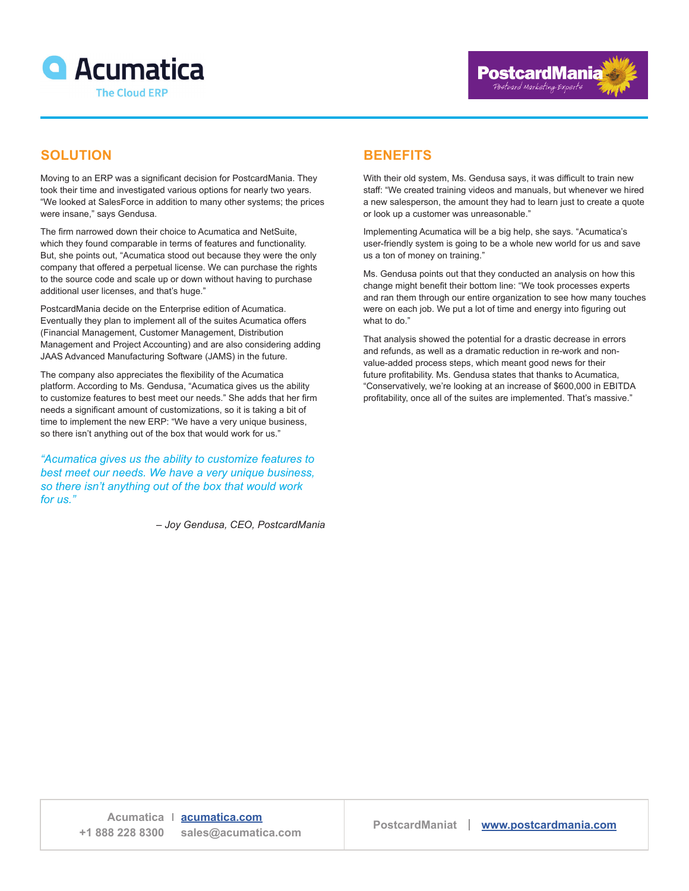## SOLUTION

Moving to an ERP was a significant decision for PostcardMania. They took their time and investigated various options for nearly two years. "We looked at SalesForce in addition to many other systems; the prices were insane," says Gendusa.

The firm narrowed down their choice to Acumatica and NetSuite, which they found comparable in terms of features and functionality. But, she points out, "Acumatica stood out because they were the only company that offered a perpetual license. We can purchase the rights to the source code and scale up or down without having to purchase additional user licenses, and that's huge."

PostcardMania decide on the Enterprise edition of Acumatica. Eventually they plan to implement all of the suites Acumatica offers (Financial Management, Customer Management, Distribution Management and Project Accounting) and are also considering adding JAAS Advanced Manufacturing Software (JAMS) in the future.

The company also appreciates the flexibility of the Acumatica platform. According to Ms. Gendusa, "Acumatica gives us the ability to customize features to best meet our needs." She adds that her firm needs a significant amount of customizations, so it is taking a bit of time to implement the new ERP: "We have a very unique business, so there isn't anything out of the box that would work for us."

*"Acumatica gives us the ability to customize features to best meet our needs. We have a very unique business, so there isn't anything out of the box that would work for us."*

*– Joy Gendusa, CEO, PostcardMania*

## BENEFITS

With their old system, Ms. Gendusa says, it was difficult to train new staff: "We created training videos and manuals, but whenever we hired a new salesperson, the amount they had to learn just to create a quote or look up a customer was unreasonable."

Implementing Acumatica will be a big help, she says. "Acumatica's user-friendly system is going to be a whole new world for us and save us a ton of money on training."

Ms. Gendusa points out that they conducted an analysis on how this change might benefit their bottom line: "We took processes experts and ran them through our entire organization to see how many touches were on each job. We put a lot of time and energy into figuring out what to do."

That analysis showed the potential for a drastic decrease in errors and refunds, as well as a dramatic reduction in re-work and non-value-added process steps, which meant good news for their future profitability. Ms. Gendusa states that thanks to Acumatica, "Conservatively, we're looking at an increase of $600,000 in EBITDA profitability, once all of the suites are implemented. That's massive."

Acumatica | acumatica.com
+1 888 228 8300 sales@acumatica.com

PostcardManiat | www.postcardmania.com